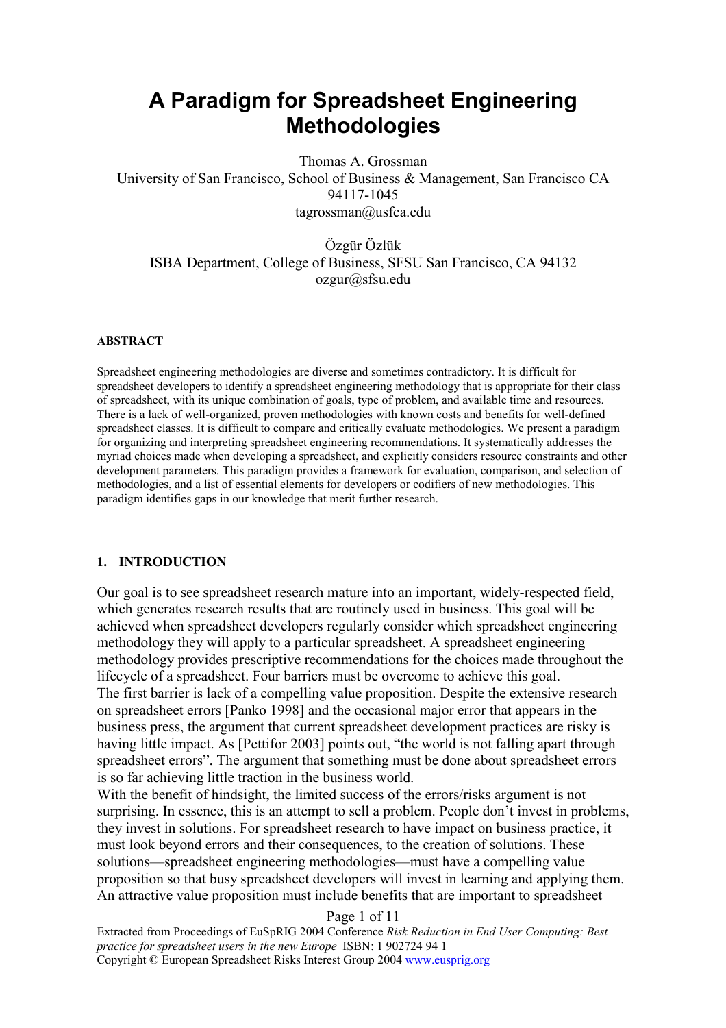# A Paradigm for Spreadsheet Engineering Methodologies

Thomas A. Grossman
University of San Francisco, School of Business & Management, San Francisco CA 94117-1045
tagrossman@usfca.edu

Özgür Özlük
ISBA Department, College of Business, SFSU San Francisco, CA 94132
ozgur@sfsu.edu

### ABSTRACT

Spreadsheet engineering methodologies are diverse and sometimes contradictory. It is difficult for spreadsheet developers to identify a spreadsheet engineering methodology that is appropriate for their class of spreadsheet, with its unique combination of goals, type of problem, and available time and resources. There is a lack of well-organized, proven methodologies with known costs and benefits for well-defined spreadsheet classes. It is difficult to compare and critically evaluate methodologies. We present a paradigm for organizing and interpreting spreadsheet engineering recommendations. It systematically addresses the myriad choices made when developing a spreadsheet, and explicitly considers resource constraints and other development parameters. This paradigm provides a framework for evaluation, comparison, and selection of methodologies, and a list of essential elements for developers or codifiers of new methodologies. This paradigm identifies gaps in our knowledge that merit further research.

## 1. INTRODUCTION

Our goal is to see spreadsheet research mature into an important, widely-respected field, which generates research results that are routinely used in business. This goal will be achieved when spreadsheet developers regularly consider which spreadsheet engineering methodology they will apply to a particular spreadsheet. A spreadsheet engineering methodology provides prescriptive recommendations for the choices made throughout the lifecycle of a spreadsheet. Four barriers must be overcome to achieve this goal.

The first barrier is lack of a compelling value proposition. Despite the extensive research on spreadsheet errors [Panko 1998] and the occasional major error that appears in the business press, the argument that current spreadsheet development practices are risky is having little impact. As [Pettifor 2003] points out, "the world is not falling apart through spreadsheet errors". The argument that something must be done about spreadsheet errors is so far achieving little traction in the business world.

With the benefit of hindsight, the limited success of the errors/risks argument is not surprising. In essence, this is an attempt to sell a problem. People don't invest in problems, they invest in solutions. For spreadsheet research to have impact on business practice, it must look beyond errors and their consequences, to the creation of solutions. These solutions—spreadsheet engineering methodologies—must have a compelling value proposition so that busy spreadsheet developers will invest in learning and applying them. An attractive value proposition must include benefits that are important to spreadsheet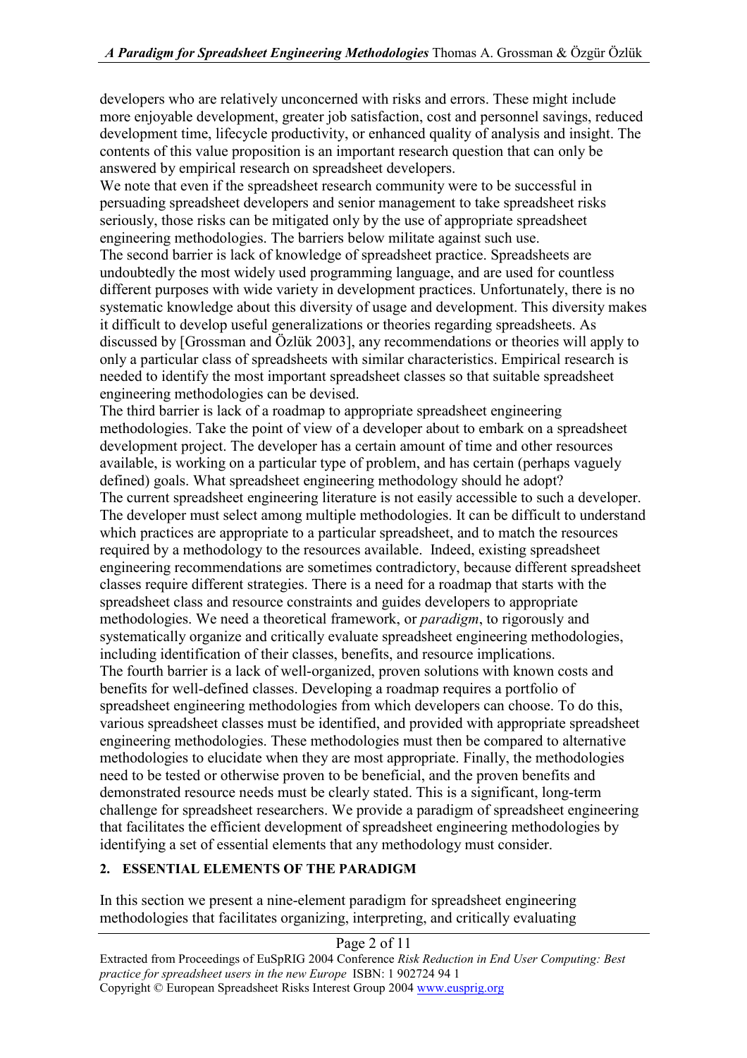developers who are relatively unconcerned with risks and errors. These might include more enjoyable development, greater job satisfaction, cost and personnel savings, reduced development time, lifecycle productivity, or enhanced quality of analysis and insight. The contents of this value proposition is an important research question that can only be answered by empirical research on spreadsheet developers.

We note that even if the spreadsheet research community were to be successful in persuading spreadsheet developers and senior management to take spreadsheet risks seriously, those risks can be mitigated only by the use of appropriate spreadsheet engineering methodologies. The barriers below militate against such use.

The second barrier is lack of knowledge of spreadsheet practice. Spreadsheets are undoubtedly the most widely used programming language, and are used for countless different purposes with wide variety in development practices. Unfortunately, there is no systematic knowledge about this diversity of usage and development. This diversity makes it difficult to develop useful generalizations or theories regarding spreadsheets. As discussed by [Grossman and Özlük 2003], any recommendations or theories will apply to only a particular class of spreadsheets with similar characteristics. Empirical research is needed to identify the most important spreadsheet classes so that suitable spreadsheet engineering methodologies can be devised.

The third barrier is lack of a roadmap to appropriate spreadsheet engineering methodologies. Take the point of view of a developer about to embark on a spreadsheet development project. The developer has a certain amount of time and other resources available, is working on a particular type of problem, and has certain (perhaps vaguely defined) goals. What spreadsheet engineering methodology should he adopt?

The current spreadsheet engineering literature is not easily accessible to such a developer. The developer must select among multiple methodologies. It can be difficult to understand which practices are appropriate to a particular spreadsheet, and to match the resources required by a methodology to the resources available. Indeed, existing spreadsheet engineering recommendations are sometimes contradictory, because different spreadsheet classes require different strategies. There is a need for a roadmap that starts with the spreadsheet class and resource constraints and guides developers to appropriate methodologies. We need a theoretical framework, or *paradigm*, to rigorously and systematically organize and critically evaluate spreadsheet engineering methodologies, including identification of their classes, benefits, and resource implications.

The fourth barrier is a lack of well-organized, proven solutions with known costs and benefits for well-defined classes. Developing a roadmap requires a portfolio of spreadsheet engineering methodologies from which developers can choose. To do this, various spreadsheet classes must be identified, and provided with appropriate spreadsheet engineering methodologies. These methodologies must then be compared to alternative methodologies to elucidate when they are most appropriate. Finally, the methodologies need to be tested or otherwise proven to be beneficial, and the proven benefits and demonstrated resource needs must be clearly stated. This is a significant, long-term challenge for spreadsheet researchers. We provide a paradigm of spreadsheet engineering that facilitates the efficient development of spreadsheet engineering methodologies by identifying a set of essential elements that any methodology must consider.

## 2. ESSENTIAL ELEMENTS OF THE PARADIGM

In this section we present a nine-element paradigm for spreadsheet engineering methodologies that facilitates organizing, interpreting, and critically evaluating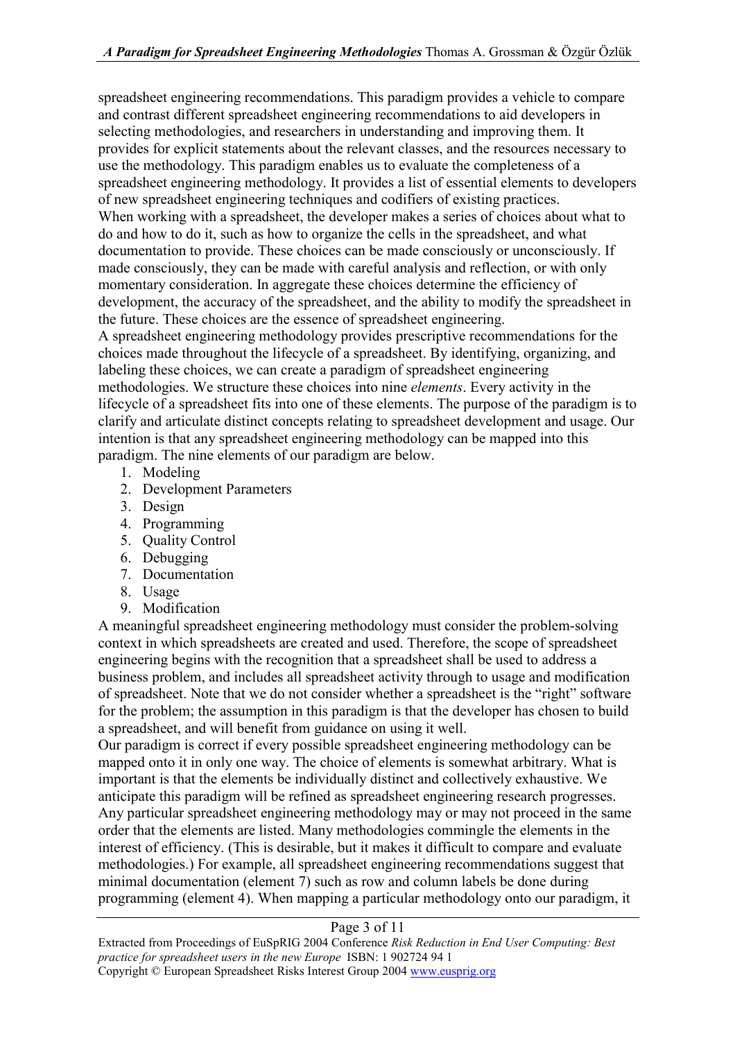spreadsheet engineering recommendations. This paradigm provides a vehicle to compare and contrast different spreadsheet engineering recommendations to aid developers in selecting methodologies, and researchers in understanding and improving them. It provides for explicit statements about the relevant classes, and the resources necessary to use the methodology. This paradigm enables us to evaluate the completeness of a spreadsheet engineering methodology. It provides a list of essential elements to developers of new spreadsheet engineering techniques and codifiers of existing practices.

When working with a spreadsheet, the developer makes a series of choices about what to do and how to do it, such as how to organize the cells in the spreadsheet, and what documentation to provide. These choices can be made consciously or unconsciously. If made consciously, they can be made with careful analysis and reflection, or with only momentary consideration. In aggregate these choices determine the efficiency of development, the accuracy of the spreadsheet, and the ability to modify the spreadsheet in the future. These choices are the essence of spreadsheet engineering.

A spreadsheet engineering methodology provides prescriptive recommendations for the choices made throughout the lifecycle of a spreadsheet. By identifying, organizing, and labeling these choices, we can create a paradigm of spreadsheet engineering methodologies. We structure these choices into nine *elements*. Every activity in the lifecycle of a spreadsheet fits into one of these elements. The purpose of the paradigm is to clarify and articulate distinct concepts relating to spreadsheet development and usage. Our intention is that any spreadsheet engineering methodology can be mapped into this paradigm. The nine elements of our paradigm are below.

1. Modeling
2. Development Parameters
3. Design
4. Programming
5. Quality Control
6. Debugging
7. Documentation
8. Usage
9. Modification

A meaningful spreadsheet engineering methodology must consider the problem-solving context in which spreadsheets are created and used. Therefore, the scope of spreadsheet engineering begins with the recognition that a spreadsheet shall be used to address a business problem, and includes all spreadsheet activity through to usage and modification of spreadsheet. Note that we do not consider whether a spreadsheet is the "right" software for the problem; the assumption in this paradigm is that the developer has chosen to build a spreadsheet, and will benefit from guidance on using it well.

Our paradigm is correct if every possible spreadsheet engineering methodology can be mapped onto it in only one way. The choice of elements is somewhat arbitrary. What is important is that the elements be individually distinct and collectively exhaustive. We anticipate this paradigm will be refined as spreadsheet engineering research progresses. Any particular spreadsheet engineering methodology may or may not proceed in the same order that the elements are listed. Many methodologies commingle the elements in the interest of efficiency. (This is desirable, but it makes it difficult to compare and evaluate methodologies.) For example, all spreadsheet engineering recommendations suggest that minimal documentation (element 7) such as row and column labels be done during programming (element 4). When mapping a particular methodology onto our paradigm, it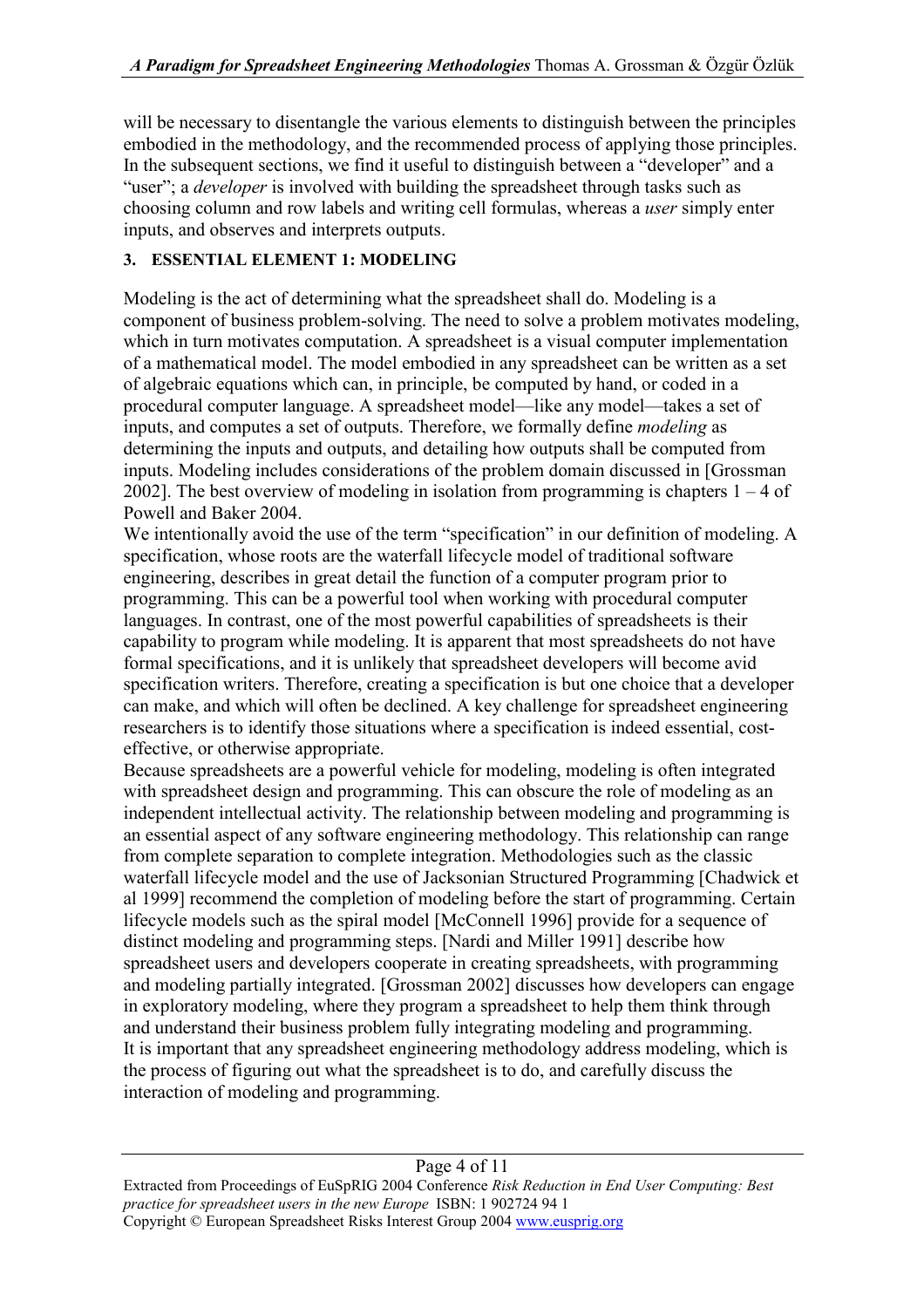will be necessary to disentangle the various elements to distinguish between the principles embodied in the methodology, and the recommended process of applying those principles. In the subsequent sections, we find it useful to distinguish between a "developer" and a "user"; a *developer* is involved with building the spreadsheet through tasks such as choosing column and row labels and writing cell formulas, whereas a *user* simply enter inputs, and observes and interprets outputs.

## 3. ESSENTIAL ELEMENT 1: MODELING

Modeling is the act of determining what the spreadsheet shall do. Modeling is a component of business problem-solving. The need to solve a problem motivates modeling, which in turn motivates computation. A spreadsheet is a visual computer implementation of a mathematical model. The model embodied in any spreadsheet can be written as a set of algebraic equations which can, in principle, be computed by hand, or coded in a procedural computer language. A spreadsheet model—like any model—takes a set of inputs, and computes a set of outputs. Therefore, we formally define *modeling* as determining the inputs and outputs, and detailing how outputs shall be computed from inputs. Modeling includes considerations of the problem domain discussed in [Grossman 2002]. The best overview of modeling in isolation from programming is chapters 1 – 4 of Powell and Baker 2004.

We intentionally avoid the use of the term "specification" in our definition of modeling. A specification, whose roots are the waterfall lifecycle model of traditional software engineering, describes in great detail the function of a computer program prior to programming. This can be a powerful tool when working with procedural computer languages. In contrast, one of the most powerful capabilities of spreadsheets is their capability to program while modeling. It is apparent that most spreadsheets do not have formal specifications, and it is unlikely that spreadsheet developers will become avid specification writers. Therefore, creating a specification is but one choice that a developer can make, and which will often be declined. A key challenge for spreadsheet engineering researchers is to identify those situations where a specification is indeed essential, cost-effective, or otherwise appropriate.

Because spreadsheets are a powerful vehicle for modeling, modeling is often integrated with spreadsheet design and programming. This can obscure the role of modeling as an independent intellectual activity. The relationship between modeling and programming is an essential aspect of any software engineering methodology. This relationship can range from complete separation to complete integration. Methodologies such as the classic waterfall lifecycle model and the use of Jacksonian Structured Programming [Chadwick et al 1999] recommend the completion of modeling before the start of programming. Certain lifecycle models such as the spiral model [McConnell 1996] provide for a sequence of distinct modeling and programming steps. [Nardi and Miller 1991] describe how spreadsheet users and developers cooperate in creating spreadsheets, with programming and modeling partially integrated. [Grossman 2002] discusses how developers can engage in exploratory modeling, where they program a spreadsheet to help them think through and understand their business problem fully integrating modeling and programming.

It is important that any spreadsheet engineering methodology address modeling, which is the process of figuring out what the spreadsheet is to do, and carefully discuss the interaction of modeling and programming.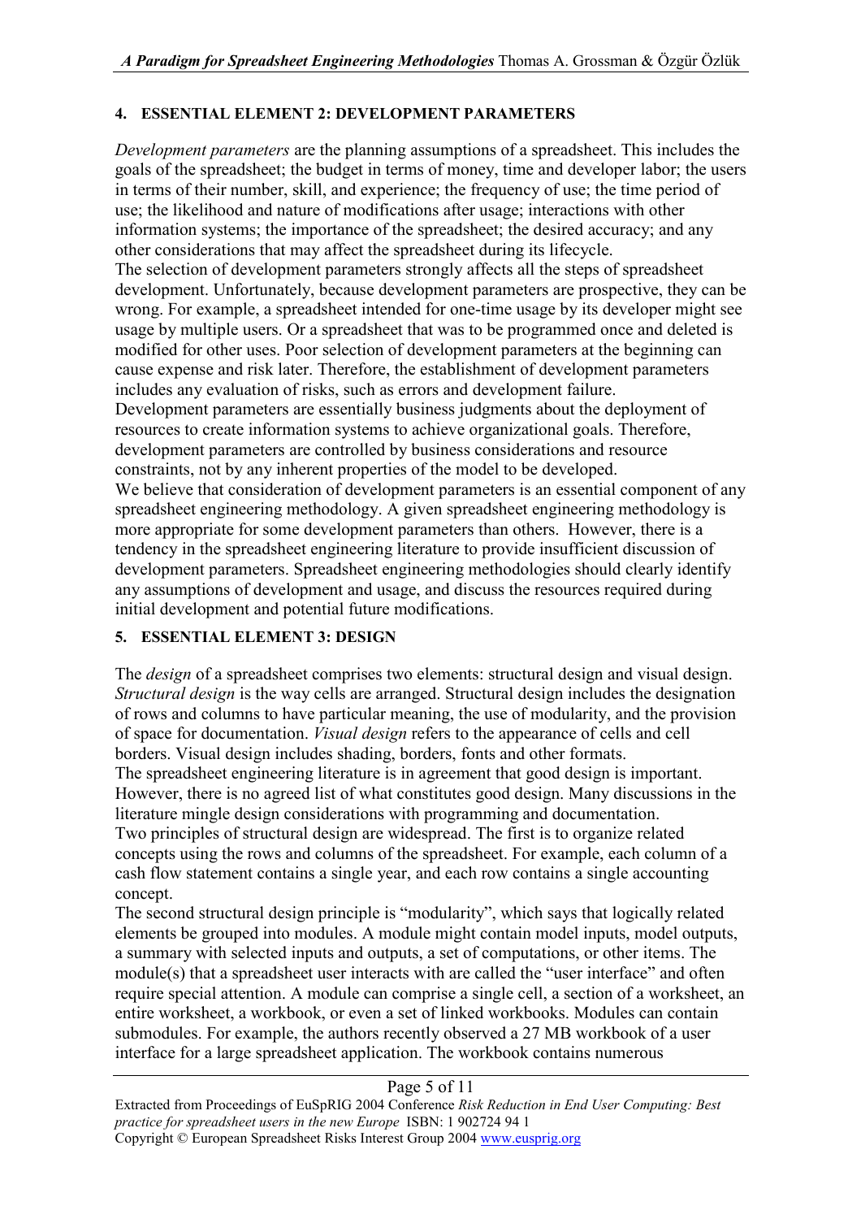## 4. ESSENTIAL ELEMENT 2: DEVELOPMENT PARAMETERS

*Development parameters* are the planning assumptions of a spreadsheet. This includes the goals of the spreadsheet; the budget in terms of money, time and developer labor; the users in terms of their number, skill, and experience; the frequency of use; the time period of use; the likelihood and nature of modifications after usage; interactions with other information systems; the importance of the spreadsheet; the desired accuracy; and any other considerations that may affect the spreadsheet during its lifecycle.

The selection of development parameters strongly affects all the steps of spreadsheet development. Unfortunately, because development parameters are prospective, they can be wrong. For example, a spreadsheet intended for one-time usage by its developer might see usage by multiple users. Or a spreadsheet that was to be programmed once and deleted is modified for other uses. Poor selection of development parameters at the beginning can cause expense and risk later. Therefore, the establishment of development parameters includes any evaluation of risks, such as errors and development failure.

Development parameters are essentially business judgments about the deployment of resources to create information systems to achieve organizational goals. Therefore, development parameters are controlled by business considerations and resource constraints, not by any inherent properties of the model to be developed.

We believe that consideration of development parameters is an essential component of any spreadsheet engineering methodology. A given spreadsheet engineering methodology is more appropriate for some development parameters than others. However, there is a tendency in the spreadsheet engineering literature to provide insufficient discussion of development parameters. Spreadsheet engineering methodologies should clearly identify any assumptions of development and usage, and discuss the resources required during initial development and potential future modifications.

## 5. ESSENTIAL ELEMENT 3: DESIGN

The *design* of a spreadsheet comprises two elements: structural design and visual design. *Structural design* is the way cells are arranged. Structural design includes the designation of rows and columns to have particular meaning, the use of modularity, and the provision of space for documentation. *Visual design* refers to the appearance of cells and cell borders. Visual design includes shading, borders, fonts and other formats.

The spreadsheet engineering literature is in agreement that good design is important. However, there is no agreed list of what constitutes good design. Many discussions in the literature mingle design considerations with programming and documentation.

Two principles of structural design are widespread. The first is to organize related concepts using the rows and columns of the spreadsheet. For example, each column of a cash flow statement contains a single year, and each row contains a single accounting concept.

The second structural design principle is "modularity", which says that logically related elements be grouped into modules. A module might contain model inputs, model outputs, a summary with selected inputs and outputs, a set of computations, or other items. The module(s) that a spreadsheet user interacts with are called the "user interface" and often require special attention. A module can comprise a single cell, a section of a worksheet, an entire worksheet, a workbook, or even a set of linked workbooks. Modules can contain submodules. For example, the authors recently observed a 27 MB workbook of a user interface for a large spreadsheet application. The workbook contains numerous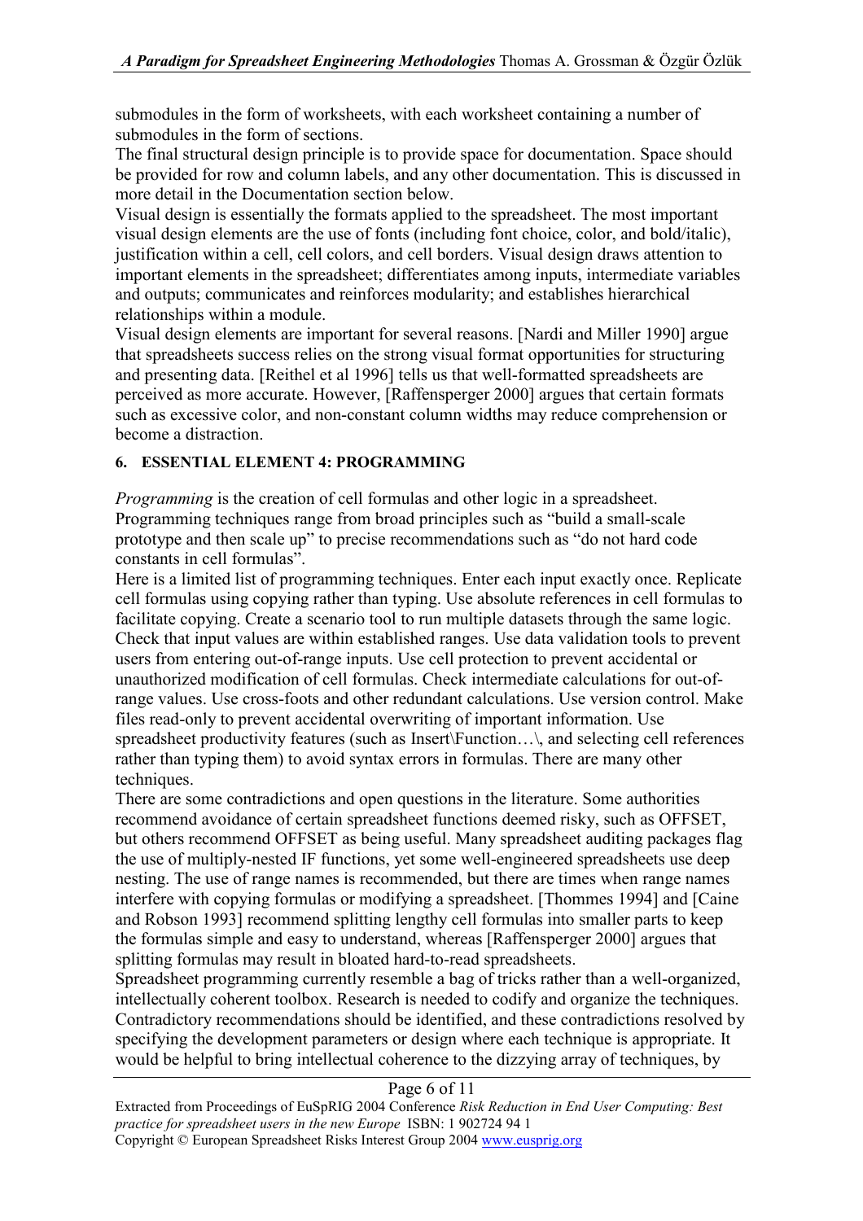submodules in the form of worksheets, with each worksheet containing a number of submodules in the form of sections.

The final structural design principle is to provide space for documentation. Space should be provided for row and column labels, and any other documentation. This is discussed in more detail in the Documentation section below.

Visual design is essentially the formats applied to the spreadsheet. The most important visual design elements are the use of fonts (including font choice, color, and bold/italic), justification within a cell, cell colors, and cell borders. Visual design draws attention to important elements in the spreadsheet; differentiates among inputs, intermediate variables and outputs; communicates and reinforces modularity; and establishes hierarchical relationships within a module.

Visual design elements are important for several reasons. [Nardi and Miller 1990] argue that spreadsheets success relies on the strong visual format opportunities for structuring and presenting data. [Reithel et al 1996] tells us that well-formatted spreadsheets are perceived as more accurate. However, [Raffensperger 2000] argues that certain formats such as excessive color, and non-constant column widths may reduce comprehension or become a distraction.

## 6. ESSENTIAL ELEMENT 4: PROGRAMMING

*Programming* is the creation of cell formulas and other logic in a spreadsheet. Programming techniques range from broad principles such as "build a small-scale prototype and then scale up" to precise recommendations such as "do not hard code constants in cell formulas".

Here is a limited list of programming techniques. Enter each input exactly once. Replicate cell formulas using copying rather than typing. Use absolute references in cell formulas to facilitate copying. Create a scenario tool to run multiple datasets through the same logic. Check that input values are within established ranges. Use data validation tools to prevent users from entering out-of-range inputs. Use cell protection to prevent accidental or unauthorized modification of cell formulas. Check intermediate calculations for out-of-range values. Use cross-foots and other redundant calculations. Use version control. Make files read-only to prevent accidental overwriting of important information. Use spreadsheet productivity features (such as Insert\Function…\, and selecting cell references rather than typing them) to avoid syntax errors in formulas. There are many other techniques.

There are some contradictions and open questions in the literature. Some authorities recommend avoidance of certain spreadsheet functions deemed risky, such as OFFSET, but others recommend OFFSET as being useful. Many spreadsheet auditing packages flag the use of multiply-nested IF functions, yet some well-engineered spreadsheets use deep nesting. The use of range names is recommended, but there are times when range names interfere with copying formulas or modifying a spreadsheet. [Thommes 1994] and [Caine and Robson 1993] recommend splitting lengthy cell formulas into smaller parts to keep the formulas simple and easy to understand, whereas [Raffensperger 2000] argues that splitting formulas may result in bloated hard-to-read spreadsheets.

Spreadsheet programming currently resemble a bag of tricks rather than a well-organized, intellectually coherent toolbox. Research is needed to codify and organize the techniques. Contradictory recommendations should be identified, and these contradictions resolved by specifying the development parameters or design where each technique is appropriate. It would be helpful to bring intellectual coherence to the dizzying array of techniques, by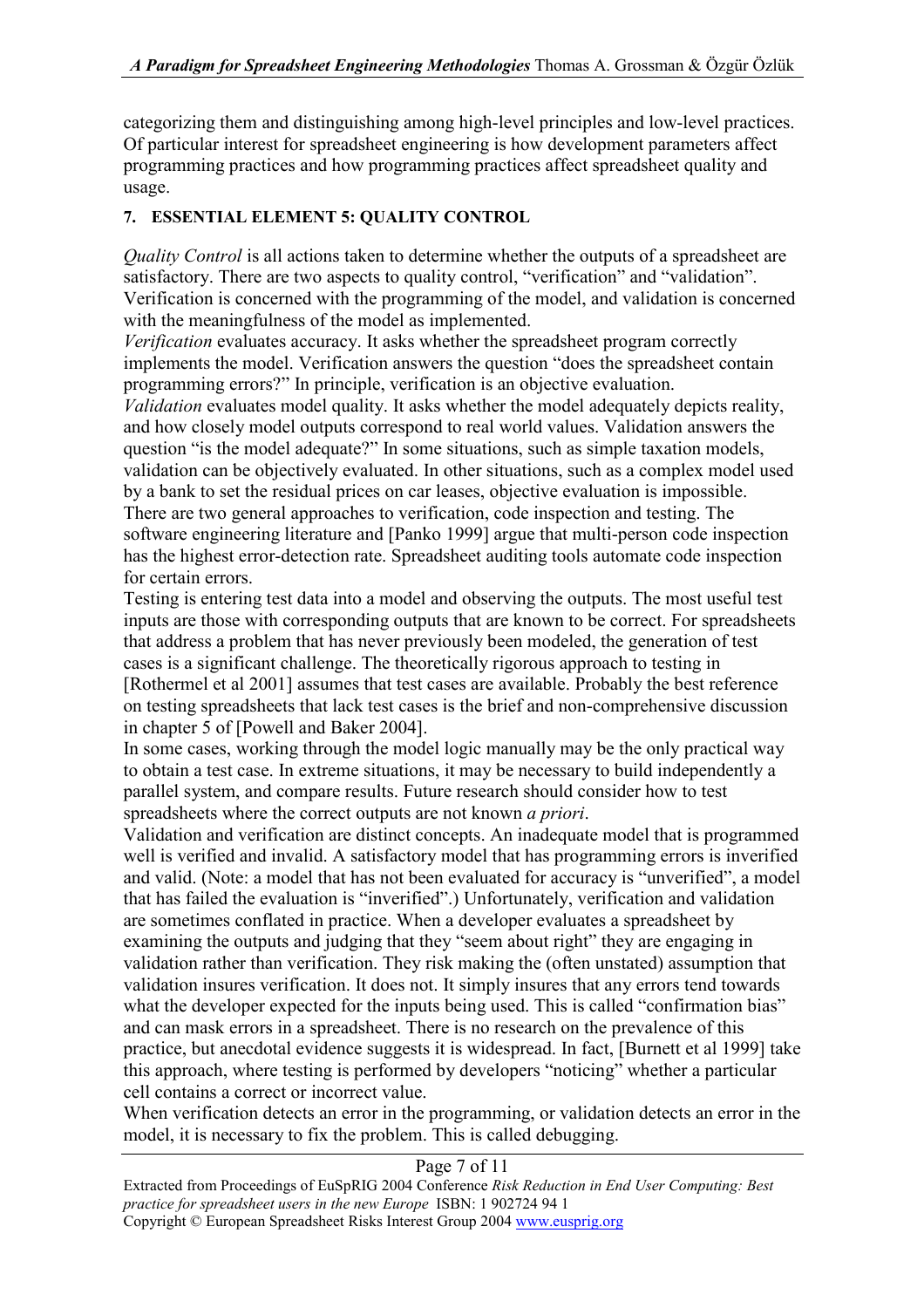categorizing them and distinguishing among high-level principles and low-level practices. Of particular interest for spreadsheet engineering is how development parameters affect programming practices and how programming practices affect spreadsheet quality and usage.

## 7. ESSENTIAL ELEMENT 5: QUALITY CONTROL

*Quality Control* is all actions taken to determine whether the outputs of a spreadsheet are satisfactory. There are two aspects to quality control, "verification" and "validation". Verification is concerned with the programming of the model, and validation is concerned with the meaningfulness of the model as implemented.

*Verification* evaluates accuracy. It asks whether the spreadsheet program correctly implements the model. Verification answers the question "does the spreadsheet contain programming errors?" In principle, verification is an objective evaluation.

*Validation* evaluates model quality. It asks whether the model adequately depicts reality, and how closely model outputs correspond to real world values. Validation answers the question "is the model adequate?" In some situations, such as simple taxation models, validation can be objectively evaluated. In other situations, such as a complex model used by a bank to set the residual prices on car leases, objective evaluation is impossible.

There are two general approaches to verification, code inspection and testing. The software engineering literature and [Panko 1999] argue that multi-person code inspection has the highest error-detection rate. Spreadsheet auditing tools automate code inspection for certain errors.

Testing is entering test data into a model and observing the outputs. The most useful test inputs are those with corresponding outputs that are known to be correct. For spreadsheets that address a problem that has never previously been modeled, the generation of test cases is a significant challenge. The theoretically rigorous approach to testing in [Rothermel et al 2001] assumes that test cases are available. Probably the best reference on testing spreadsheets that lack test cases is the brief and non-comprehensive discussion in chapter 5 of [Powell and Baker 2004].

In some cases, working through the model logic manually may be the only practical way to obtain a test case. In extreme situations, it may be necessary to build independently a parallel system, and compare results. Future research should consider how to test spreadsheets where the correct outputs are not known *a priori*.

Validation and verification are distinct concepts. An inadequate model that is programmed well is verified and invalid. A satisfactory model that has programming errors is inverified and valid. (Note: a model that has not been evaluated for accuracy is "unverified", a model that has failed the evaluation is "inverified".) Unfortunately, verification and validation are sometimes conflated in practice. When a developer evaluates a spreadsheet by examining the outputs and judging that they "seem about right" they are engaging in validation rather than verification. They risk making the (often unstated) assumption that validation insures verification. It does not. It simply insures that any errors tend towards what the developer expected for the inputs being used. This is called "confirmation bias" and can mask errors in a spreadsheet. There is no research on the prevalence of this practice, but anecdotal evidence suggests it is widespread. In fact, [Burnett et al 1999] take this approach, where testing is performed by developers "noticing" whether a particular cell contains a correct or incorrect value.

When verification detects an error in the programming, or validation detects an error in the model, it is necessary to fix the problem. This is called debugging.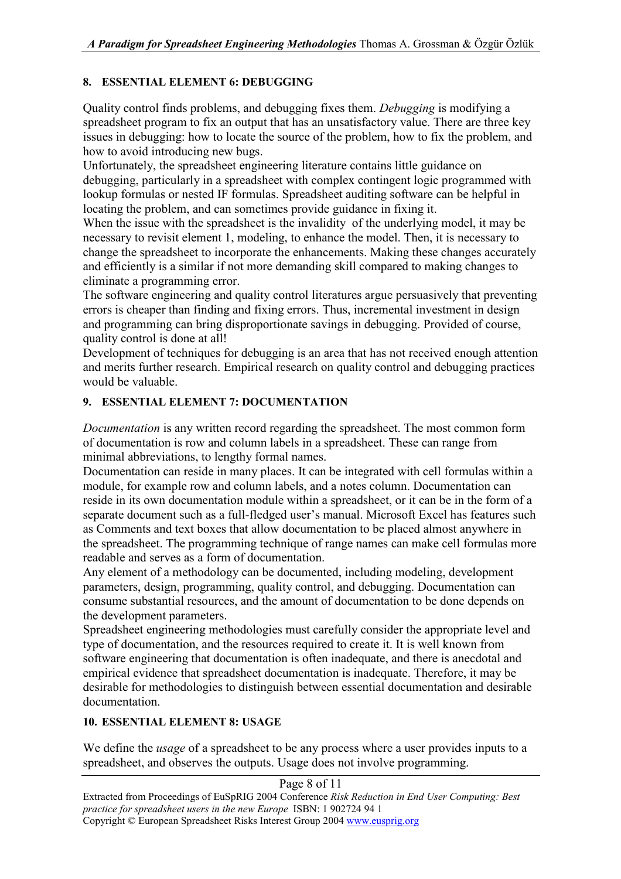## 8. ESSENTIAL ELEMENT 6: DEBUGGING

Quality control finds problems, and debugging fixes them. *Debugging* is modifying a spreadsheet program to fix an output that has an unsatisfactory value. There are three key issues in debugging: how to locate the source of the problem, how to fix the problem, and how to avoid introducing new bugs.

Unfortunately, the spreadsheet engineering literature contains little guidance on debugging, particularly in a spreadsheet with complex contingent logic programmed with lookup formulas or nested IF formulas. Spreadsheet auditing software can be helpful in locating the problem, and can sometimes provide guidance in fixing it.

When the issue with the spreadsheet is the invalidity of the underlying model, it may be necessary to revisit element 1, modeling, to enhance the model. Then, it is necessary to change the spreadsheet to incorporate the enhancements. Making these changes accurately and efficiently is a similar if not more demanding skill compared to making changes to eliminate a programming error.

The software engineering and quality control literatures argue persuasively that preventing errors is cheaper than finding and fixing errors. Thus, incremental investment in design and programming can bring disproportionate savings in debugging. Provided of course, quality control is done at all!

Development of techniques for debugging is an area that has not received enough attention and merits further research. Empirical research on quality control and debugging practices would be valuable.

## 9. ESSENTIAL ELEMENT 7: DOCUMENTATION

*Documentation* is any written record regarding the spreadsheet. The most common form of documentation is row and column labels in a spreadsheet. These can range from minimal abbreviations, to lengthy formal names.

Documentation can reside in many places. It can be integrated with cell formulas within a module, for example row and column labels, and a notes column. Documentation can reside in its own documentation module within a spreadsheet, or it can be in the form of a separate document such as a full-fledged user's manual. Microsoft Excel has features such as Comments and text boxes that allow documentation to be placed almost anywhere in the spreadsheet. The programming technique of range names can make cell formulas more readable and serves as a form of documentation.

Any element of a methodology can be documented, including modeling, development parameters, design, programming, quality control, and debugging. Documentation can consume substantial resources, and the amount of documentation to be done depends on the development parameters.

Spreadsheet engineering methodologies must carefully consider the appropriate level and type of documentation, and the resources required to create it. It is well known from software engineering that documentation is often inadequate, and there is anecdotal and empirical evidence that spreadsheet documentation is inadequate. Therefore, it may be desirable for methodologies to distinguish between essential documentation and desirable documentation.

## 10. ESSENTIAL ELEMENT 8: USAGE

We define the *usage* of a spreadsheet to be any process where a user provides inputs to a spreadsheet, and observes the outputs. Usage does not involve programming.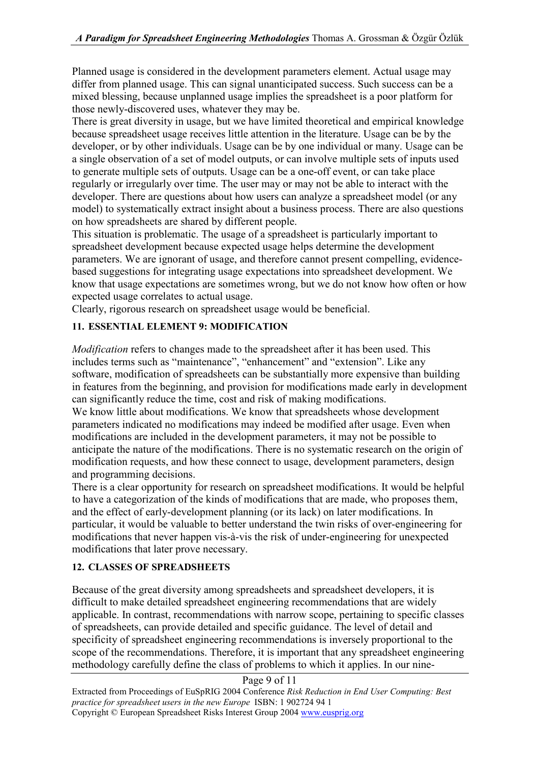Planned usage is considered in the development parameters element. Actual usage may differ from planned usage. This can signal unanticipated success. Such success can be a mixed blessing, because unplanned usage implies the spreadsheet is a poor platform for those newly-discovered uses, whatever they may be.

There is great diversity in usage, but we have limited theoretical and empirical knowledge because spreadsheet usage receives little attention in the literature. Usage can be by the developer, or by other individuals. Usage can be by one individual or many. Usage can be a single observation of a set of model outputs, or can involve multiple sets of inputs used to generate multiple sets of outputs. Usage can be a one-off event, or can take place regularly or irregularly over time. The user may or may not be able to interact with the developer. There are questions about how users can analyze a spreadsheet model (or any model) to systematically extract insight about a business process. There are also questions on how spreadsheets are shared by different people.

This situation is problematic. The usage of a spreadsheet is particularly important to spreadsheet development because expected usage helps determine the development parameters. We are ignorant of usage, and therefore cannot present compelling, evidence-based suggestions for integrating usage expectations into spreadsheet development. We know that usage expectations are sometimes wrong, but we do not know how often or how expected usage correlates to actual usage.

Clearly, rigorous research on spreadsheet usage would be beneficial.

## 11. ESSENTIAL ELEMENT 9: MODIFICATION

*Modification* refers to changes made to the spreadsheet after it has been used. This includes terms such as "maintenance", "enhancement" and "extension". Like any software, modification of spreadsheets can be substantially more expensive than building in features from the beginning, and provision for modifications made early in development can significantly reduce the time, cost and risk of making modifications.

We know little about modifications. We know that spreadsheets whose development parameters indicated no modifications may indeed be modified after usage. Even when modifications are included in the development parameters, it may not be possible to anticipate the nature of the modifications. There is no systematic research on the origin of modification requests, and how these connect to usage, development parameters, design and programming decisions.

There is a clear opportunity for research on spreadsheet modifications. It would be helpful to have a categorization of the kinds of modifications that are made, who proposes them, and the effect of early-development planning (or its lack) on later modifications. In particular, it would be valuable to better understand the twin risks of over-engineering for modifications that never happen vis-à-vis the risk of under-engineering for unexpected modifications that later prove necessary.

## 12. CLASSES OF SPREADSHEETS

Because of the great diversity among spreadsheets and spreadsheet developers, it is difficult to make detailed spreadsheet engineering recommendations that are widely applicable. In contrast, recommendations with narrow scope, pertaining to specific classes of spreadsheets, can provide detailed and specific guidance. The level of detail and specificity of spreadsheet engineering recommendations is inversely proportional to the scope of the recommendations. Therefore, it is important that any spreadsheet engineering methodology carefully define the class of problems to which it applies. In our nine-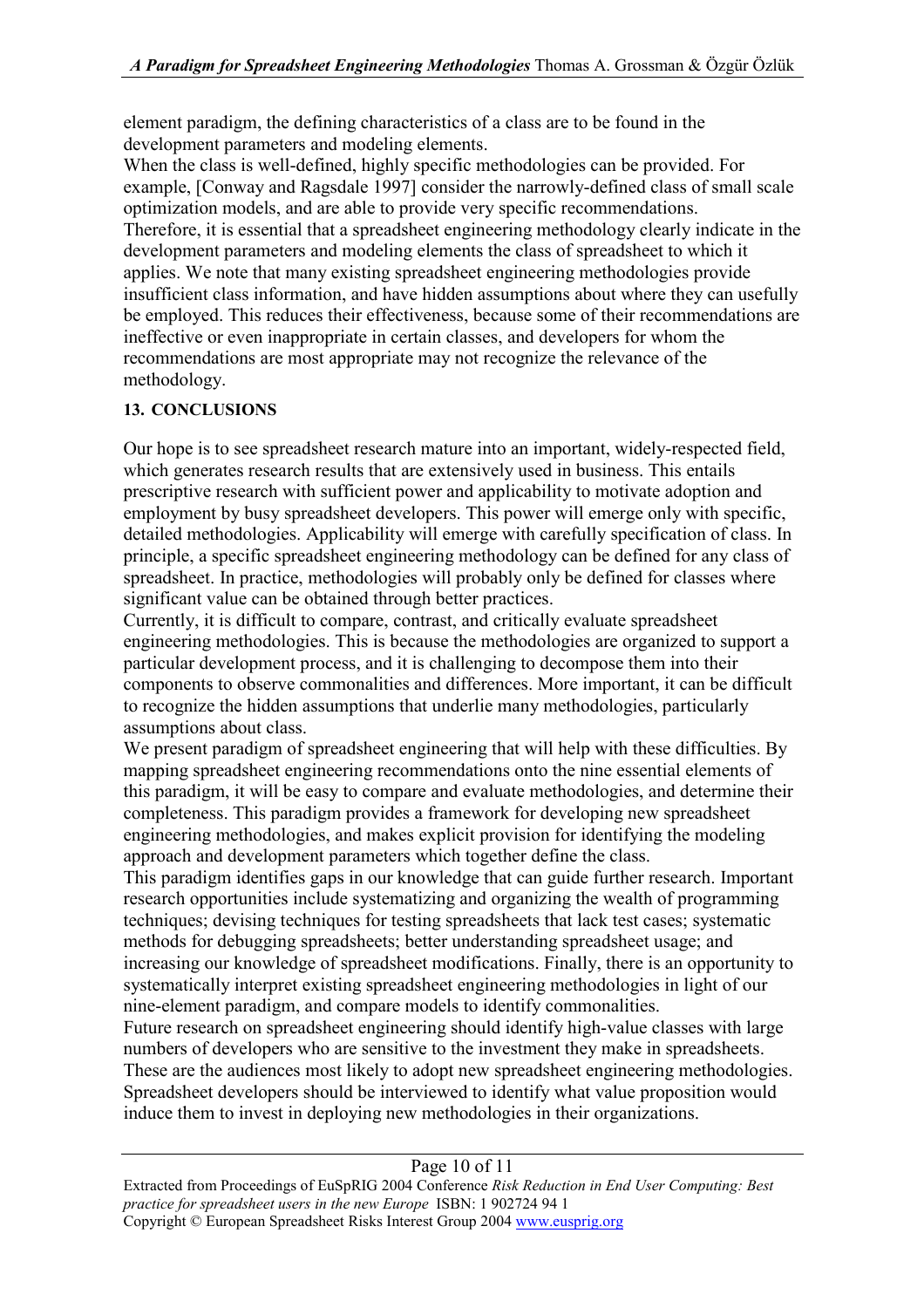element paradigm, the defining characteristics of a class are to be found in the development parameters and modeling elements.

When the class is well-defined, highly specific methodologies can be provided. For example, [Conway and Ragsdale 1997] consider the narrowly-defined class of small scale optimization models, and are able to provide very specific recommendations.

Therefore, it is essential that a spreadsheet engineering methodology clearly indicate in the development parameters and modeling elements the class of spreadsheet to which it applies. We note that many existing spreadsheet engineering methodologies provide insufficient class information, and have hidden assumptions about where they can usefully be employed. This reduces their effectiveness, because some of their recommendations are ineffective or even inappropriate in certain classes, and developers for whom the recommendations are most appropriate may not recognize the relevance of the methodology.

## 13. CONCLUSIONS

Our hope is to see spreadsheet research mature into an important, widely-respected field, which generates research results that are extensively used in business. This entails prescriptive research with sufficient power and applicability to motivate adoption and employment by busy spreadsheet developers. This power will emerge only with specific, detailed methodologies. Applicability will emerge with carefully specification of class. In principle, a specific spreadsheet engineering methodology can be defined for any class of spreadsheet. In practice, methodologies will probably only be defined for classes where significant value can be obtained through better practices.

Currently, it is difficult to compare, contrast, and critically evaluate spreadsheet engineering methodologies. This is because the methodologies are organized to support a particular development process, and it is challenging to decompose them into their components to observe commonalities and differences. More important, it can be difficult to recognize the hidden assumptions that underlie many methodologies, particularly assumptions about class.

We present paradigm of spreadsheet engineering that will help with these difficulties. By mapping spreadsheet engineering recommendations onto the nine essential elements of this paradigm, it will be easy to compare and evaluate methodologies, and determine their completeness. This paradigm provides a framework for developing new spreadsheet engineering methodologies, and makes explicit provision for identifying the modeling approach and development parameters which together define the class.

This paradigm identifies gaps in our knowledge that can guide further research. Important research opportunities include systematizing and organizing the wealth of programming techniques; devising techniques for testing spreadsheets that lack test cases; systematic methods for debugging spreadsheets; better understanding spreadsheet usage; and increasing our knowledge of spreadsheet modifications. Finally, there is an opportunity to systematically interpret existing spreadsheet engineering methodologies in light of our nine-element paradigm, and compare models to identify commonalities.

Future research on spreadsheet engineering should identify high-value classes with large numbers of developers who are sensitive to the investment they make in spreadsheets. These are the audiences most likely to adopt new spreadsheet engineering methodologies. Spreadsheet developers should be interviewed to identify what value proposition would induce them to invest in deploying new methodologies in their organizations.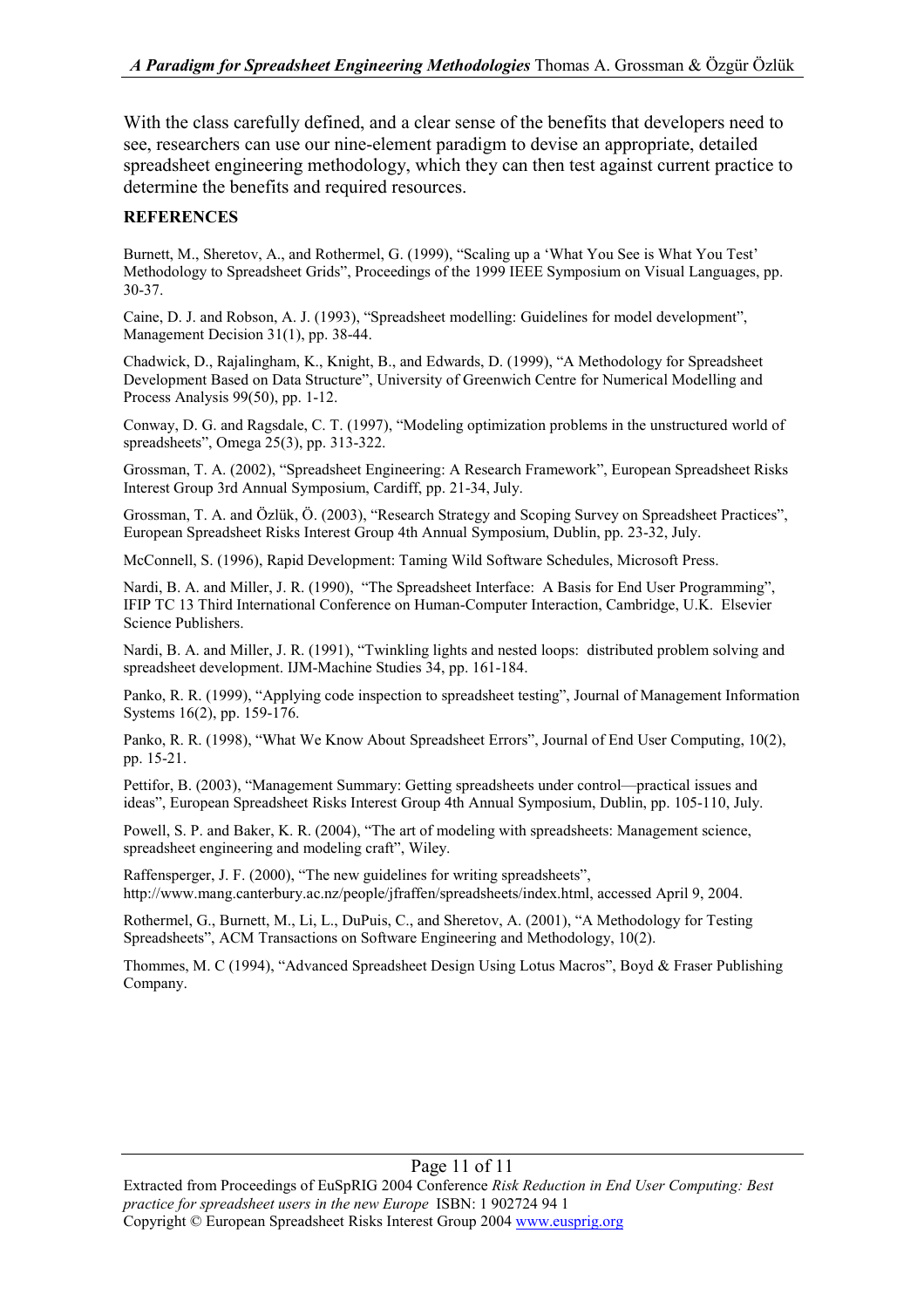With the class carefully defined, and a clear sense of the benefits that developers need to see, researchers can use our nine-element paradigm to devise an appropriate, detailed spreadsheet engineering methodology, which they can then test against current practice to determine the benefits and required resources.

## REFERENCES

Burnett, M., Sheretov, A., and Rothermel, G. (1999), "Scaling up a 'What You See is What You Test' Methodology to Spreadsheet Grids", Proceedings of the 1999 IEEE Symposium on Visual Languages, pp. 30-37.

Caine, D. J. and Robson, A. J. (1993), "Spreadsheet modelling: Guidelines for model development", Management Decision 31(1), pp. 38-44.

Chadwick, D., Rajalingham, K., Knight, B., and Edwards, D. (1999), "A Methodology for Spreadsheet Development Based on Data Structure", University of Greenwich Centre for Numerical Modelling and Process Analysis 99(50), pp. 1-12.

Conway, D. G. and Ragsdale, C. T. (1997), "Modeling optimization problems in the unstructured world of spreadsheets", Omega 25(3), pp. 313-322.

Grossman, T. A. (2002), "Spreadsheet Engineering: A Research Framework", European Spreadsheet Risks Interest Group 3rd Annual Symposium, Cardiff, pp. 21-34, July.

Grossman, T. A. and Özlük, Ö. (2003), "Research Strategy and Scoping Survey on Spreadsheet Practices", European Spreadsheet Risks Interest Group 4th Annual Symposium, Dublin, pp. 23-32, July.

McConnell, S. (1996), Rapid Development: Taming Wild Software Schedules, Microsoft Press.

Nardi, B. A. and Miller, J. R. (1990), "The Spreadsheet Interface: A Basis for End User Programming", IFIP TC 13 Third International Conference on Human-Computer Interaction, Cambridge, U.K. Elsevier Science Publishers.

Nardi, B. A. and Miller, J. R. (1991), "Twinkling lights and nested loops: distributed problem solving and spreadsheet development. IJM-Machine Studies 34, pp. 161-184.

Panko, R. R. (1999), "Applying code inspection to spreadsheet testing", Journal of Management Information Systems 16(2), pp. 159-176.

Panko, R. R. (1998), "What We Know About Spreadsheet Errors", Journal of End User Computing, 10(2), pp. 15-21.

Pettifor, B. (2003), "Management Summary: Getting spreadsheets under control—practical issues and ideas", European Spreadsheet Risks Interest Group 4th Annual Symposium, Dublin, pp. 105-110, July.

Powell, S. P. and Baker, K. R. (2004), "The art of modeling with spreadsheets: Management science, spreadsheet engineering and modeling craft", Wiley.

Raffensperger, J. F. (2000), "The new guidelines for writing spreadsheets", http://www.mang.canterbury.ac.nz/people/jfraffen/spreadsheets/index.html, accessed April 9, 2004.

Rothermel, G., Burnett, M., Li, L., DuPuis, C., and Sheretov, A. (2001), "A Methodology for Testing Spreadsheets", ACM Transactions on Software Engineering and Methodology, 10(2).

Thommes, M. C (1994), "Advanced Spreadsheet Design Using Lotus Macros", Boyd & Fraser Publishing Company.